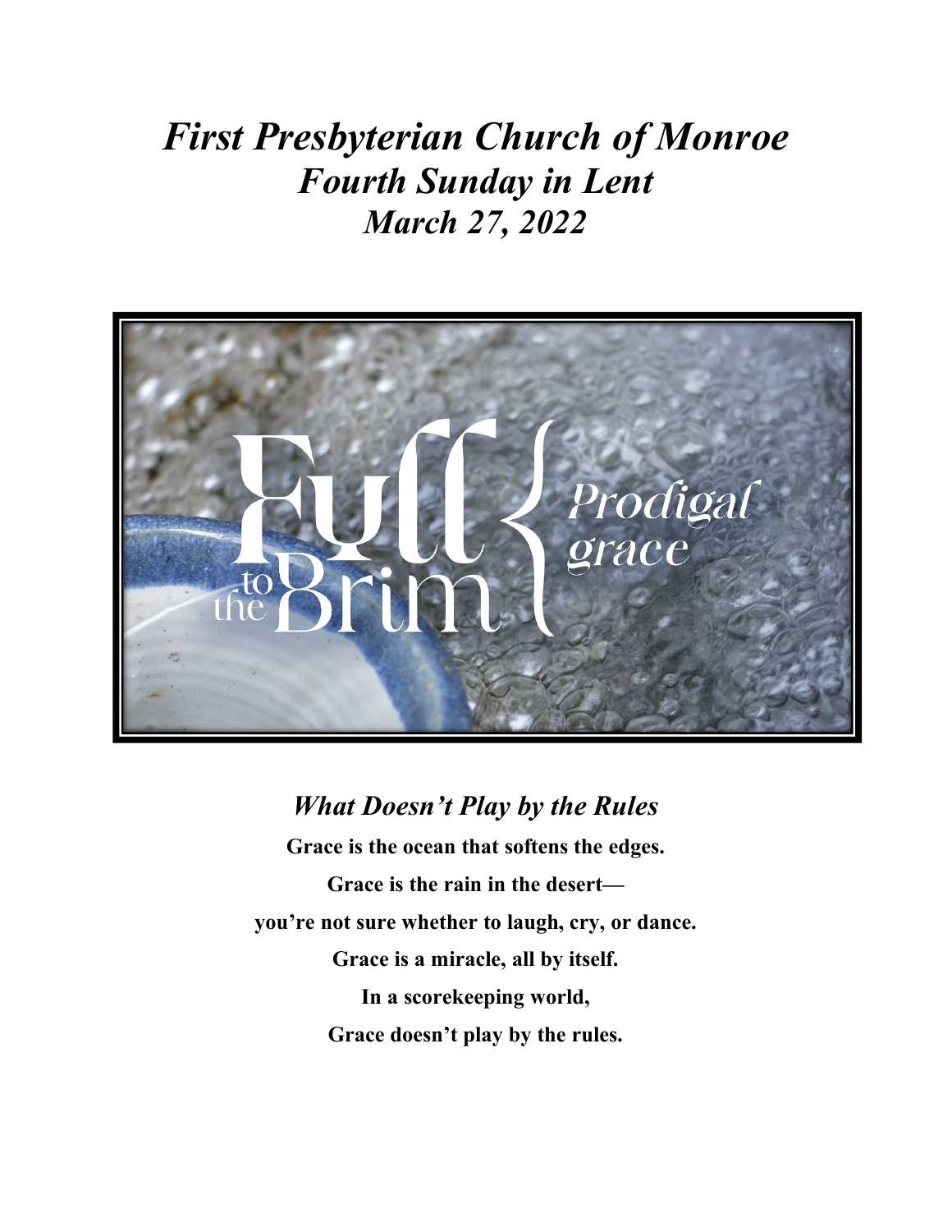# *First Presbyterian Church of Monroe*
# *Fourth Sunday in Lent*
# *March 27, 2022*

## *What Doesn't Play by the Rules*

**Grace is the ocean that softens the edges.**

**Grace is the rain in the desert—**

**you're not sure whether to laugh, cry, or dance.**

**Grace is a miracle, all by itself.**

**In a scorekeeping world,**

**Grace doesn't play by the rules.**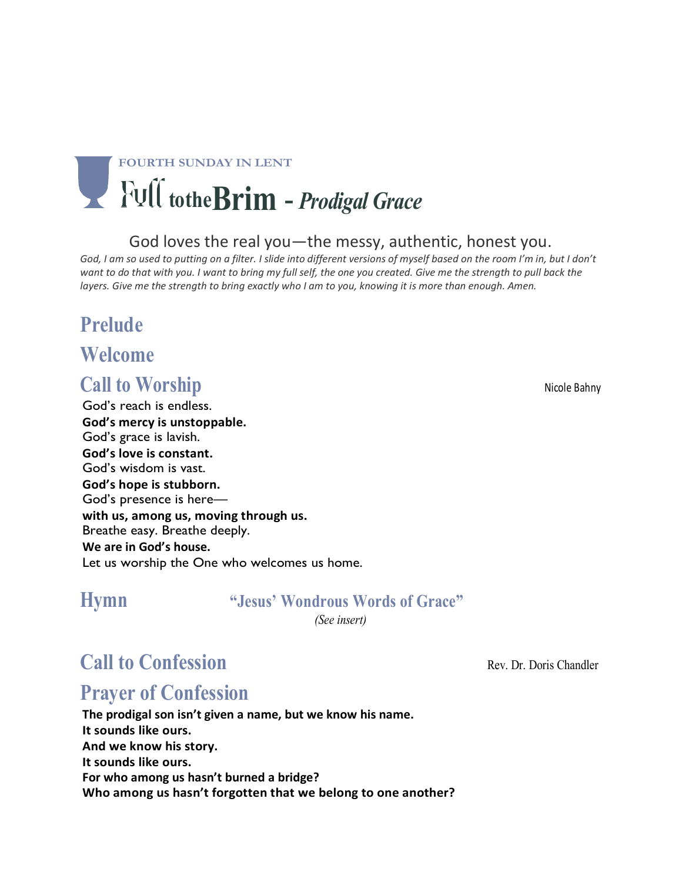FOURTH SUNDAY IN LENT

# Full to the Brim - *Prodigal Grace*

God loves the real you—the messy, authentic, honest you.

*God, I am so used to putting on a filter. I slide into different versions of myself based on the room I'm in, but I don't want to do that with you. I want to bring my full self, the one you created. Give me the strength to pull back the layers. Give me the strength to bring exactly who I am to you, knowing it is more than enough. Amen.*

## Prelude

## Welcome

## Call to Worship

Nicole Bahny

God's reach is endless.
**God's mercy is unstoppable.**
God's grace is lavish.
**God's love is constant.**
God's wisdom is vast.
**God's hope is stubborn.**
God's presence is here—
**with us, among us, moving through us.**
Breathe easy. Breathe deeply.
**We are in God's house.**
Let us worship the One who welcomes us home.

## Hymn

"Jesus' Wondrous Words of Grace"
*(See insert)*

## Call to Confession

Rev. Dr. Doris Chandler

## Prayer of Confession

**The prodigal son isn't given a name, but we know his name.**
**It sounds like ours.**
**And we know his story.**
**It sounds like ours.**
**For who among us hasn't burned a bridge?**
**Who among us hasn't forgotten that we belong to one another?**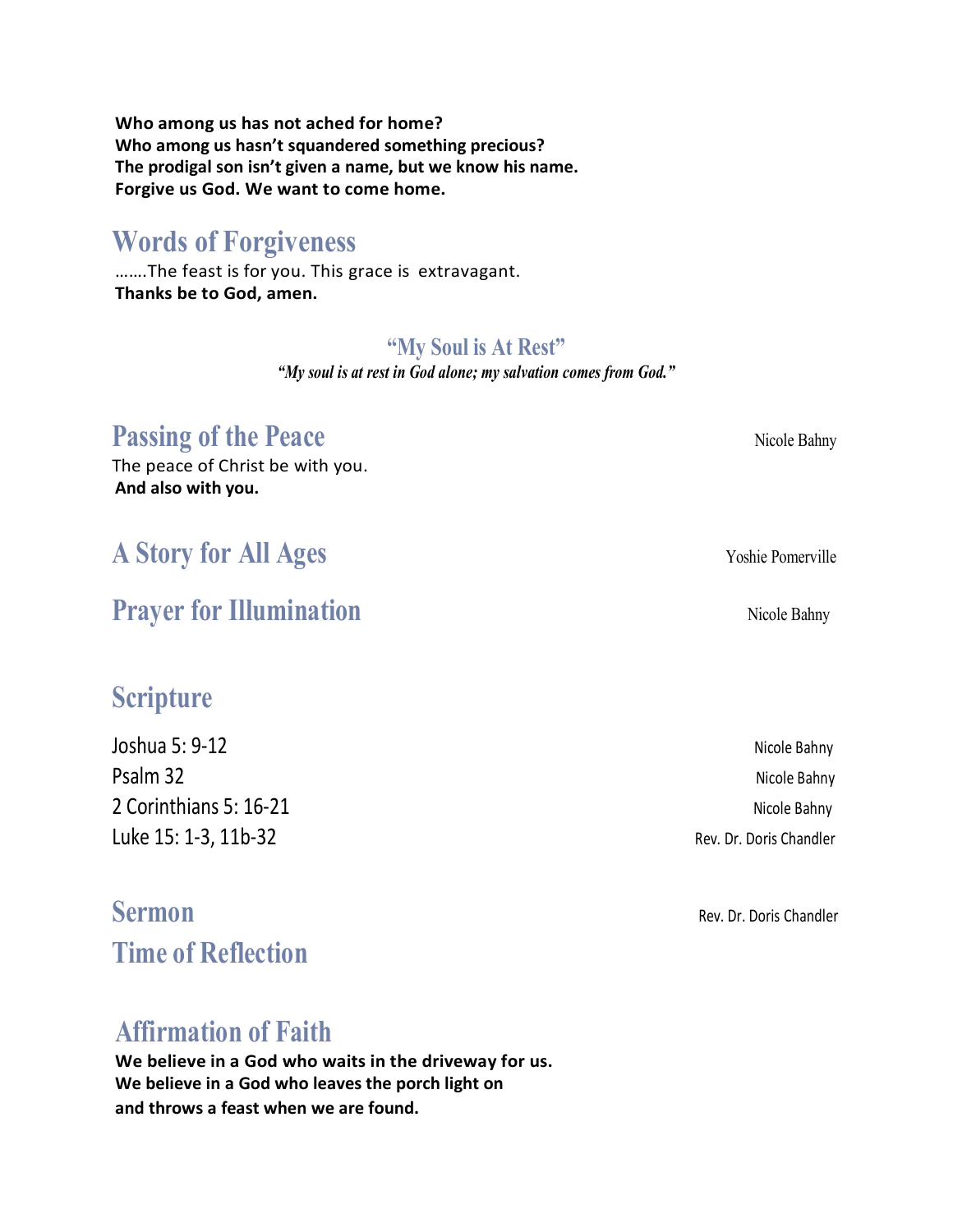**Who among us has not ached for home?**
**Who among us hasn't squandered something precious?**
**The prodigal son isn't given a name, but we know his name.**
**Forgive us God. We want to come home.**

## Words of Forgiveness

…….The feast is for you. This grace is extravagant.
**Thanks be to God, amen.**

### "My Soul is At Rest"

*"My soul is at rest in God alone; my salvation comes from God."*

## Passing of the Peace

Nicole Bahny

The peace of Christ be with you.
**And also with you.**

## A Story for All Ages

Yoshie Pomerville

## Prayer for Illumination

Nicole Bahny

## Scripture

Joshua 5: 9-12 — Nicole Bahny
Psalm 32 — Nicole Bahny
2 Corinthians 5: 16-21 — Nicole Bahny
Luke 15: 1-3, 11b-32 — Rev. Dr. Doris Chandler

## Sermon

Rev. Dr. Doris Chandler

## Time of Reflection

## Affirmation of Faith

**We believe in a God who waits in the driveway for us.**
**We believe in a God who leaves the porch light on**
**and throws a feast when we are found.**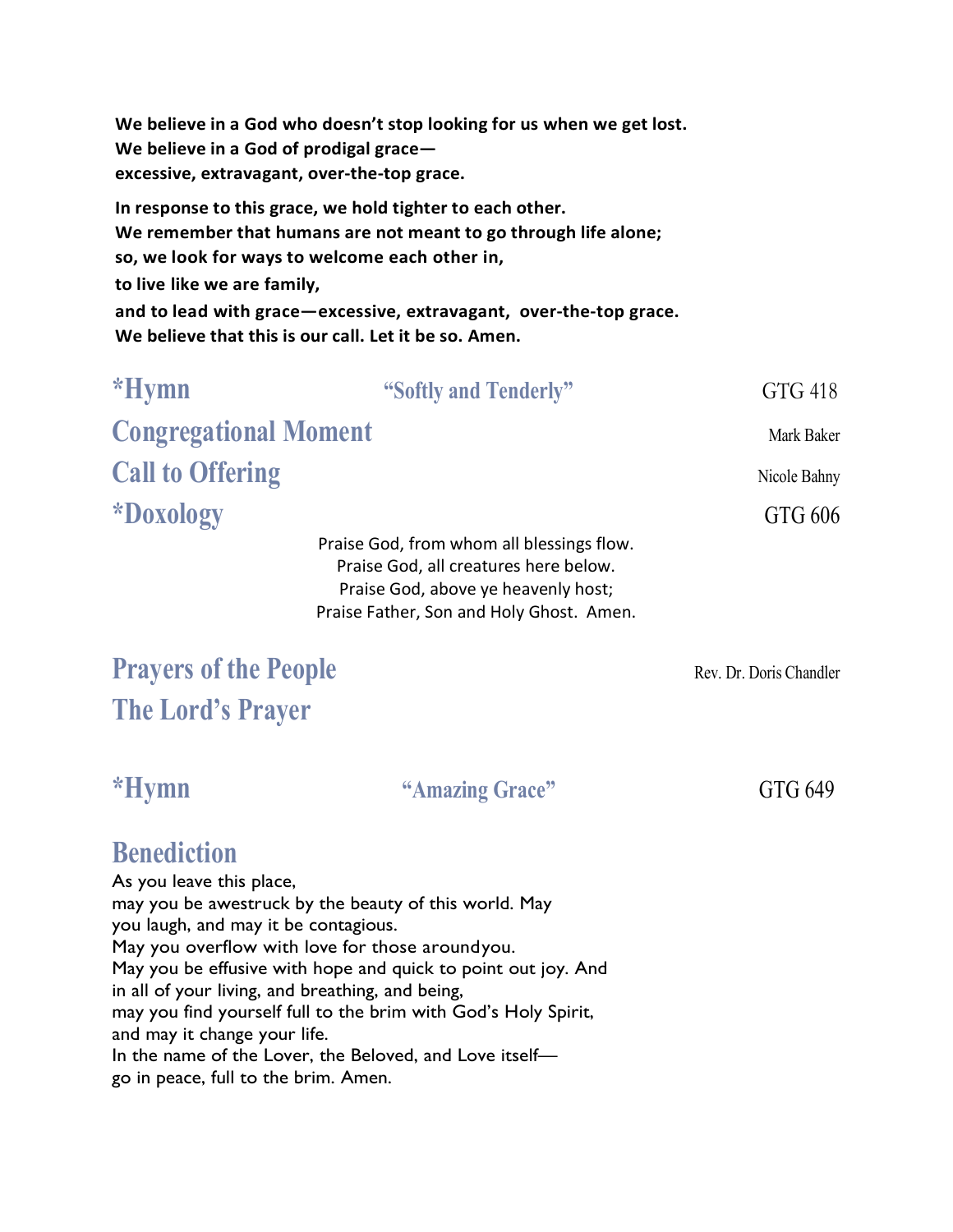**We believe in a God who doesn't stop looking for us when we get lost.**
**We believe in a God of prodigal grace—**
**excessive, extravagant, over-the-top grace.**

**In response to this grace, we hold tighter to each other.**
**We remember that humans are not meant to go through life alone;**
**so, we look for ways to welcome each other in,**
**to live like we are family,**
**and to lead with grace—excessive, extravagant, over-the-top grace.**
**We believe that this is our call. Let it be so. Amen.**

## *Hymn — "Softly and Tenderly" — GTG 418

## Congregational Moment — Mark Baker

## Call to Offering — Nicole Bahny

## *Doxology — GTG 606

Praise God, from whom all blessings flow.
Praise God, all creatures here below.
Praise God, above ye heavenly host;
Praise Father, Son and Holy Ghost. Amen.

## Prayers of the People — Rev. Dr. Doris Chandler

## The Lord's Prayer

## *Hymn — "Amazing Grace" — GTG 649

## Benediction

As you leave this place,
may you be awestruck by the beauty of this world. May
you laugh, and may it be contagious.
May you overflow with love for those aroundyou.
May you be effusive with hope and quick to point out joy. And
in all of your living, and breathing, and being,
may you find yourself full to the brim with God's Holy Spirit,
and may it change your life.
In the name of the Lover, the Beloved, and Love itself—
go in peace, full to the brim. Amen.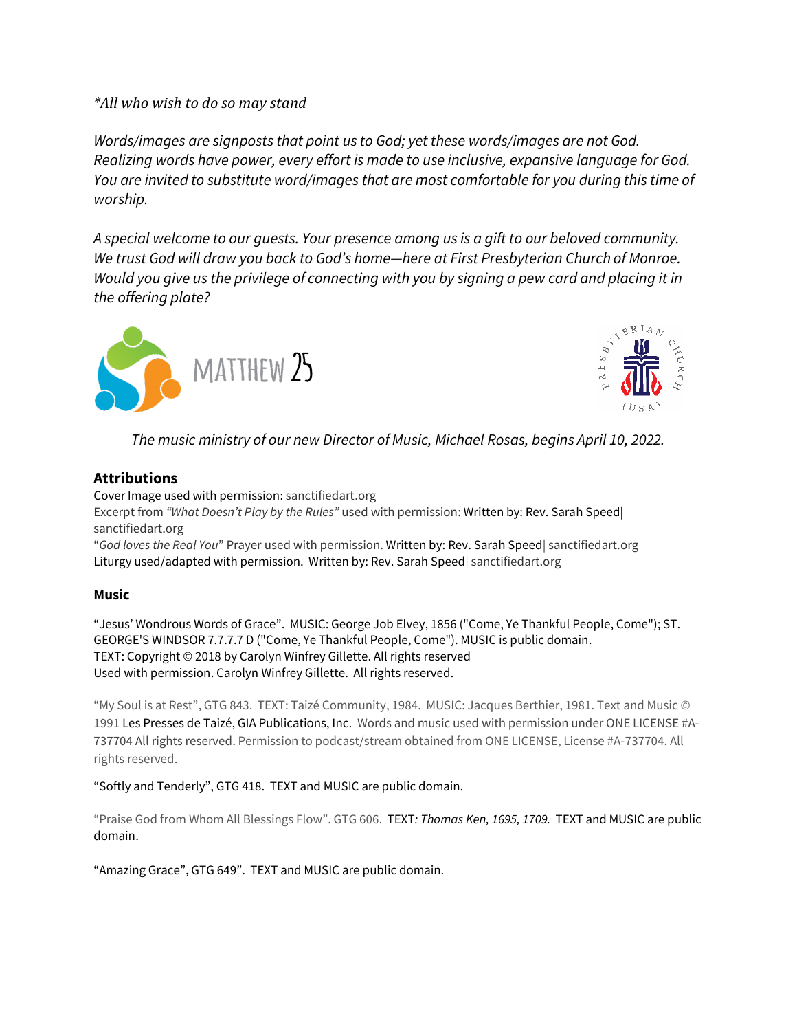*\*All who wish to do so may stand*

*Words/images are signposts that point us to God; yet these words/images are not God. Realizing words have power, every effort is made to use inclusive, expansive language for God. You are invited to substitute word/images that are most comfortable for you during this time of worship.*

*A special welcome to our guests. Your presence among us is a gift to our beloved community. We trust God will draw you back to God's home—here at First Presbyterian Church of Monroe. Would you give us the privilege of connecting with you by signing a pew card and placing it in the offering plate?*

MATTHEW 25

PRESBYTERIAN CHURCH (USA)

*The music ministry of our new Director of Music, Michael Rosas, begins April 10, 2022.*

### Attributions

Cover Image used with permission: sanctifiedart.org
Excerpt from *"What Doesn't Play by the Rules"* used with permission: Written by: Rev. Sarah Speed| sanctifiedart.org
"*God loves the Real You*" Prayer used with permission. Written by: Rev. Sarah Speed| sanctifiedart.org
Liturgy used/adapted with permission. Written by: Rev. Sarah Speed| sanctifiedart.org

### Music

"Jesus' Wondrous Words of Grace". MUSIC: George Job Elvey, 1856 ("Come, Ye Thankful People, Come"); ST. GEORGE'S WINDSOR 7.7.7.7 D ("Come, Ye Thankful People, Come"). MUSIC is public domain.
TEXT: Copyright © 2018 by Carolyn Winfrey Gillette. All rights reserved
Used with permission. Carolyn Winfrey Gillette. All rights reserved.

"My Soul is at Rest", GTG 843. TEXT: Taizé Community, 1984. MUSIC: Jacques Berthier, 1981. Text and Music © 1991 Les Presses de Taizé, GIA Publications, Inc. Words and music used with permission under ONE LICENSE #A-737704 All rights reserved. Permission to podcast/stream obtained from ONE LICENSE, License #A-737704. All rights reserved.

"Softly and Tenderly", GTG 418. TEXT and MUSIC are public domain.

"Praise God from Whom All Blessings Flow". GTG 606. TEXT*: Thomas Ken, 1695, 1709.* TEXT and MUSIC are public domain.

"Amazing Grace", GTG 649". TEXT and MUSIC are public domain.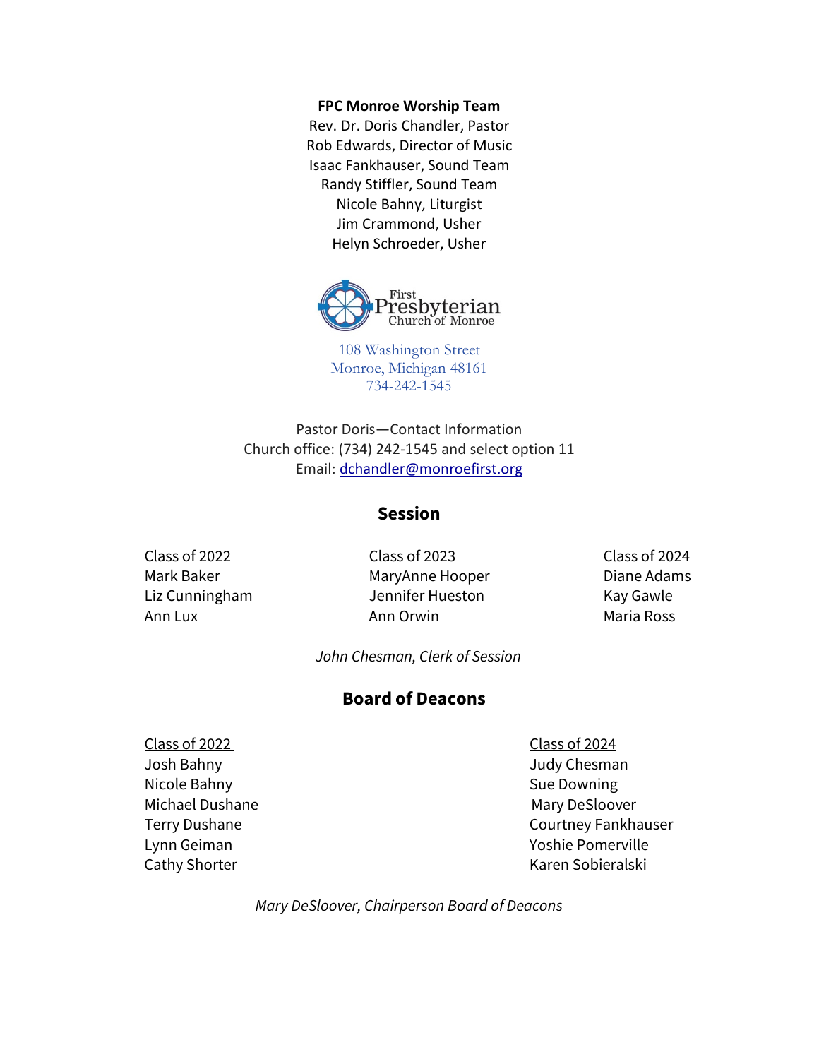**FPC Monroe Worship Team**

Rev. Dr. Doris Chandler, Pastor
Rob Edwards, Director of Music
Isaac Fankhauser, Sound Team
Randy Stiffler, Sound Team
Nicole Bahny, Liturgist
Jim Crammond, Usher
Helyn Schroeder, Usher

First Presbyterian Church of Monroe

108 Washington Street
Monroe, Michigan 48161
734-242-1545

Pastor Doris—Contact Information
Church office: (734) 242-1545 and select option 11
Email: dchandler@monroefirst.org

## Session

| Class of 2022 | Class of 2023 | Class of 2024 |
|---|---|---|
| Mark Baker | MaryAnne Hooper | Diane Adams |
| Liz Cunningham | Jennifer Hueston | Kay Gawle |
| Ann Lux | Ann Orwin | Maria Ross |

*John Chesman, Clerk of Session*

## Board of Deacons

| Class of 2022 | Class of 2024 |
|---|---|
| Josh Bahny | Judy Chesman |
| Nicole Bahny | Sue Downing |
| Michael Dushane | Mary DeSloover |
| Terry Dushane | Courtney Fankhauser |
| Lynn Geiman | Yoshie Pomerville |
| Cathy Shorter | Karen Sobieralski |

*Mary DeSloover, Chairperson Board of Deacons*